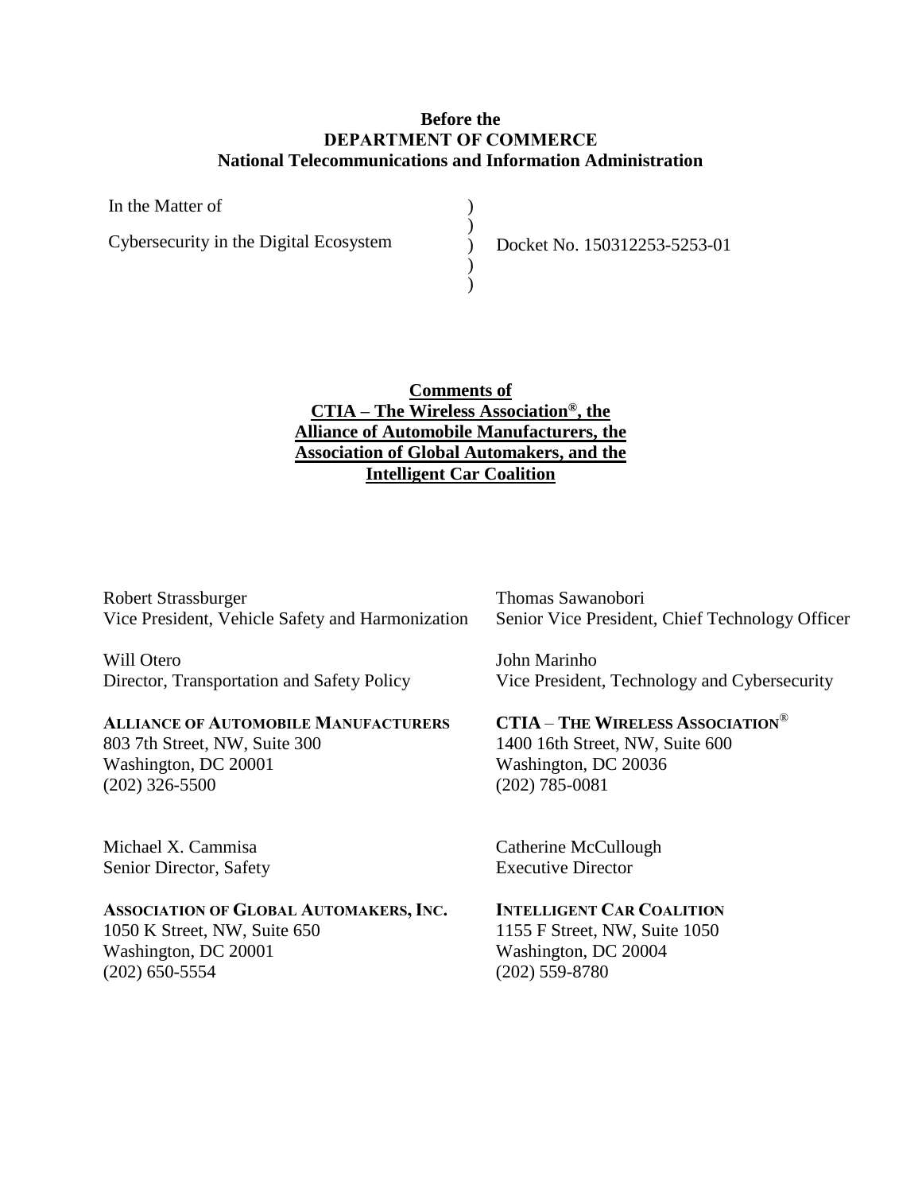**Before the**
**DEPARTMENT OF COMMERCE**
**National Telecommunications and Information Administration**

| | | |
|---|---|---|
| In the Matter of | ) | |
| | ) | |
| Cybersecurity in the Digital Ecosystem | ) | Docket No. 150312253-5253-01 |
| | ) | |
| | ) | |

**Comments of**
**CTIA – The Wireless Association®, the Alliance of Automobile Manufacturers, the Association of Global Automakers, and the Intelligent Car Coalition**

Robert Strassburger
Vice President, Vehicle Safety and Harmonization

Will Otero
Director, Transportation and Safety Policy

**ALLIANCE OF AUTOMOBILE MANUFACTURERS**
803 7th Street, NW, Suite 300
Washington, DC 20001
(202) 326-5500

Thomas Sawanobori
Senior Vice President, Chief Technology Officer

John Marinho
Vice President, Technology and Cybersecurity

**CTIA – THE WIRELESS ASSOCIATION®**
1400 16th Street, NW, Suite 600
Washington, DC 20036
(202) 785-0081

Michael X. Cammisa
Senior Director, Safety

**ASSOCIATION OF GLOBAL AUTOMAKERS, INC.**
1050 K Street, NW, Suite 650
Washington, DC 20001
(202) 650-5554

Catherine McCullough
Executive Director

**INTELLIGENT CAR COALITION**
1155 F Street, NW, Suite 1050
Washington, DC 20004
(202) 559-8780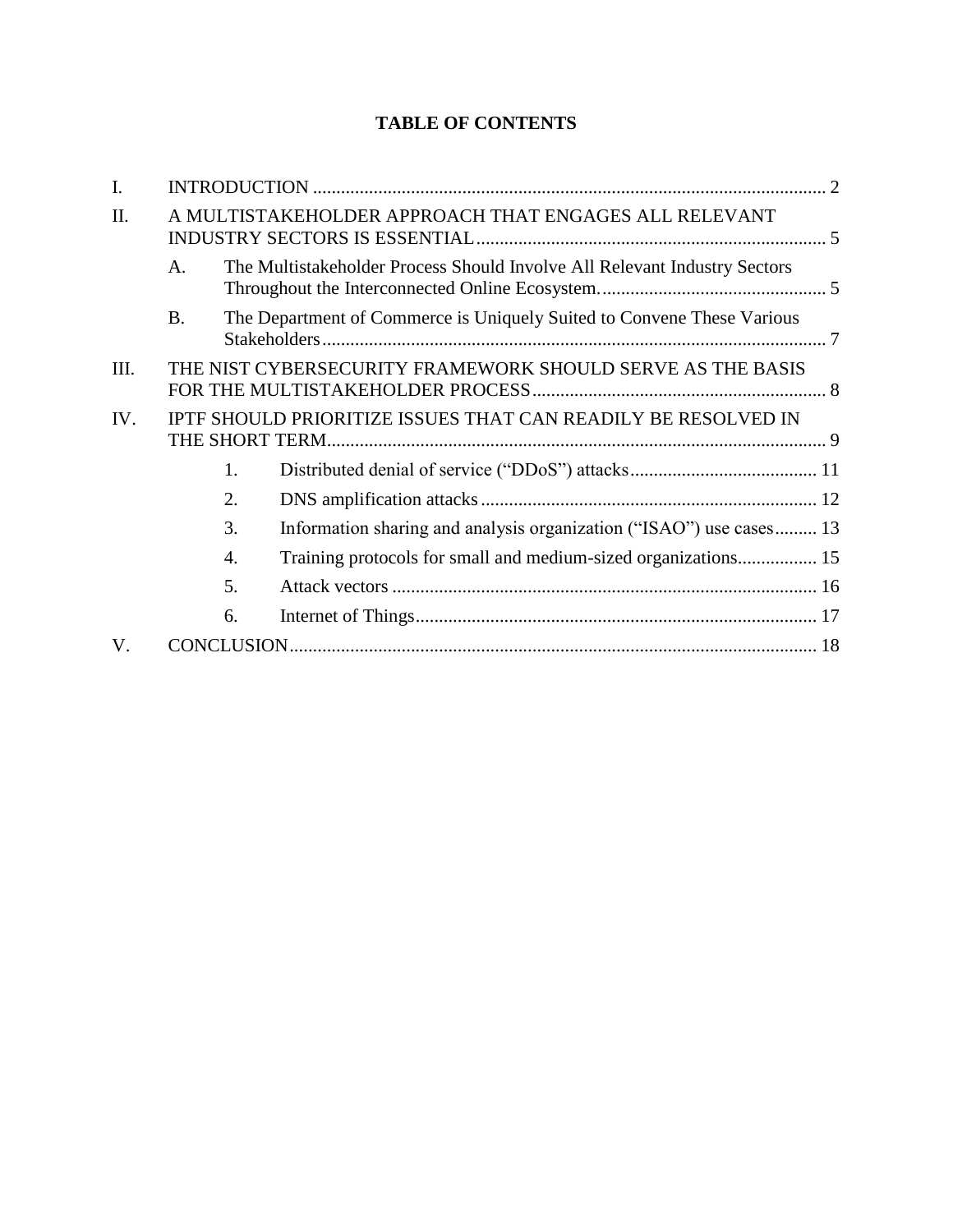# TABLE OF CONTENTS

I. INTRODUCTION ............................................................................................................. 2

II. A MULTISTAKEHOLDER APPROACH THAT ENGAGES ALL RELEVANT INDUSTRY SECTORS IS ESSENTIAL.......................................................................... 5

  A. The Multistakeholder Process Should Involve All Relevant Industry Sectors Throughout the Interconnected Online Ecosystem. ................................................ 5

  B. The Department of Commerce is Uniquely Suited to Convene These Various Stakeholders ........................................................................................................... 7

III. THE NIST CYBERSECURITY FRAMEWORK SHOULD SERVE AS THE BASIS FOR THE MULTISTAKEHOLDER PROCESS .............................................................. 8

IV. IPTF SHOULD PRIORITIZE ISSUES THAT CAN READILY BE RESOLVED IN THE SHORT TERM.......................................................................................................... 9

    1. Distributed denial of service (“DDoS”) attacks ........................................ 11
    2. DNS amplification attacks ........................................................................ 12
    3. Information sharing and analysis organization (“ISAO”) use cases......... 13
    4. Training protocols for small and medium-sized organizations................. 15
    5. Attack vectors ........................................................................................... 16
    6. Internet of Things...................................................................................... 17

V. CONCLUSION................................................................................................................. 18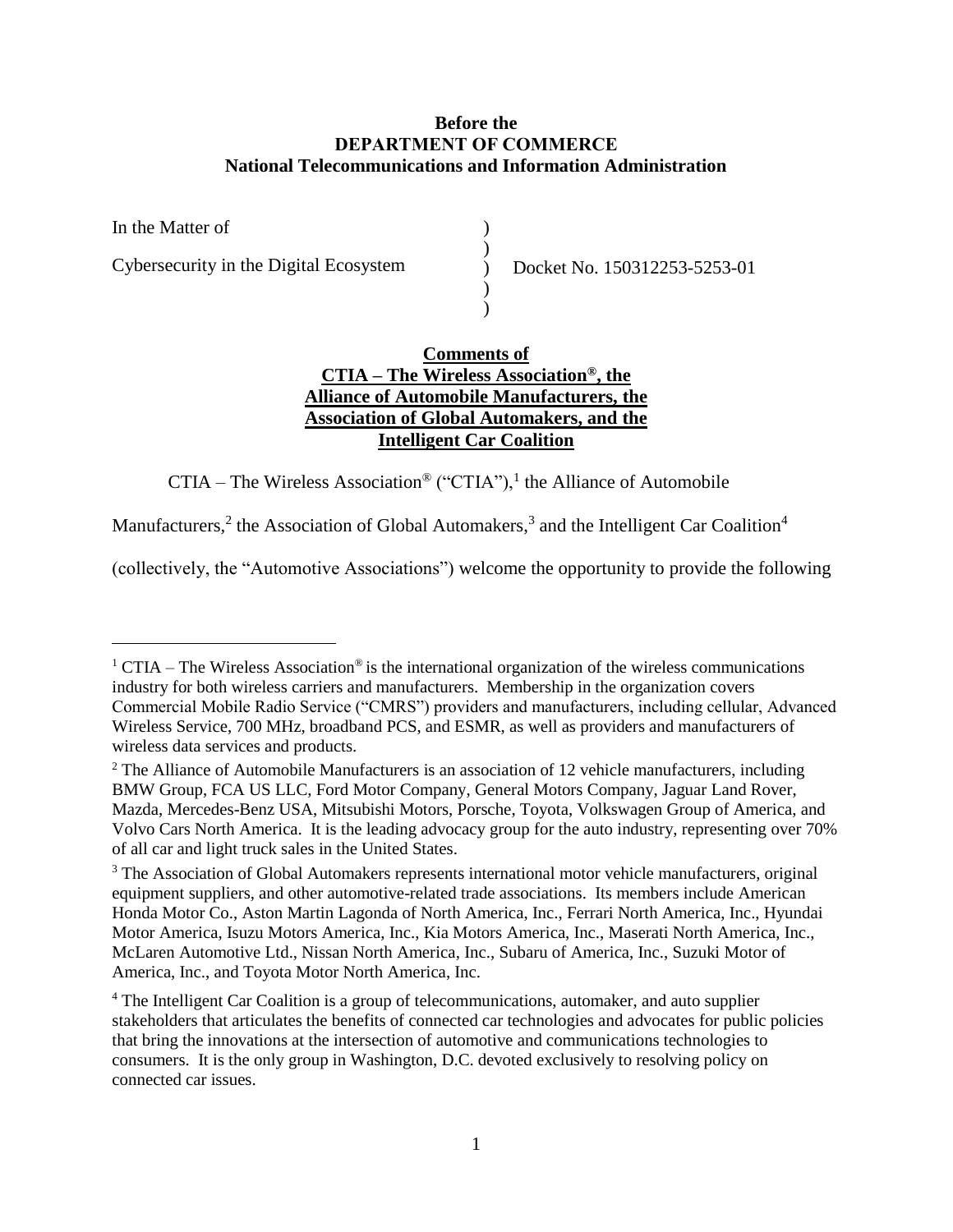**Before the**
**DEPARTMENT OF COMMERCE**
**National Telecommunications and Information Administration**

In the Matter of

Cybersecurity in the Digital Ecosystem

Docket No. 150312253-5253-01

**Comments of**
**CTIA – The Wireless Association®, the Alliance of Automobile Manufacturers, the Association of Global Automakers, and the Intelligent Car Coalition**

CTIA – The Wireless Association® ("CTIA"),[1] the Alliance of Automobile Manufacturers,[2] the Association of Global Automakers,[3] and the Intelligent Car Coalition[4] (collectively, the "Automotive Associations") welcome the opportunity to provide the following

---

[1] CTIA – The Wireless Association® is the international organization of the wireless communications industry for both wireless carriers and manufacturers. Membership in the organization covers Commercial Mobile Radio Service ("CMRS") providers and manufacturers, including cellular, Advanced Wireless Service, 700 MHz, broadband PCS, and ESMR, as well as providers and manufacturers of wireless data services and products.

[2] The Alliance of Automobile Manufacturers is an association of 12 vehicle manufacturers, including BMW Group, FCA US LLC, Ford Motor Company, General Motors Company, Jaguar Land Rover, Mazda, Mercedes-Benz USA, Mitsubishi Motors, Porsche, Toyota, Volkswagen Group of America, and Volvo Cars North America. It is the leading advocacy group for the auto industry, representing over 70% of all car and light truck sales in the United States.

[3] The Association of Global Automakers represents international motor vehicle manufacturers, original equipment suppliers, and other automotive-related trade associations. Its members include American Honda Motor Co., Aston Martin Lagonda of North America, Inc., Ferrari North America, Inc., Hyundai Motor America, Isuzu Motors America, Inc., Kia Motors America, Inc., Maserati North America, Inc., McLaren Automotive Ltd., Nissan North America, Inc., Subaru of America, Inc., Suzuki Motor of America, Inc., and Toyota Motor North America, Inc.

[4] The Intelligent Car Coalition is a group of telecommunications, automaker, and auto supplier stakeholders that articulates the benefits of connected car technologies and advocates for public policies that bring the innovations at the intersection of automotive and communications technologies to consumers. It is the only group in Washington, D.C. devoted exclusively to resolving policy on connected car issues.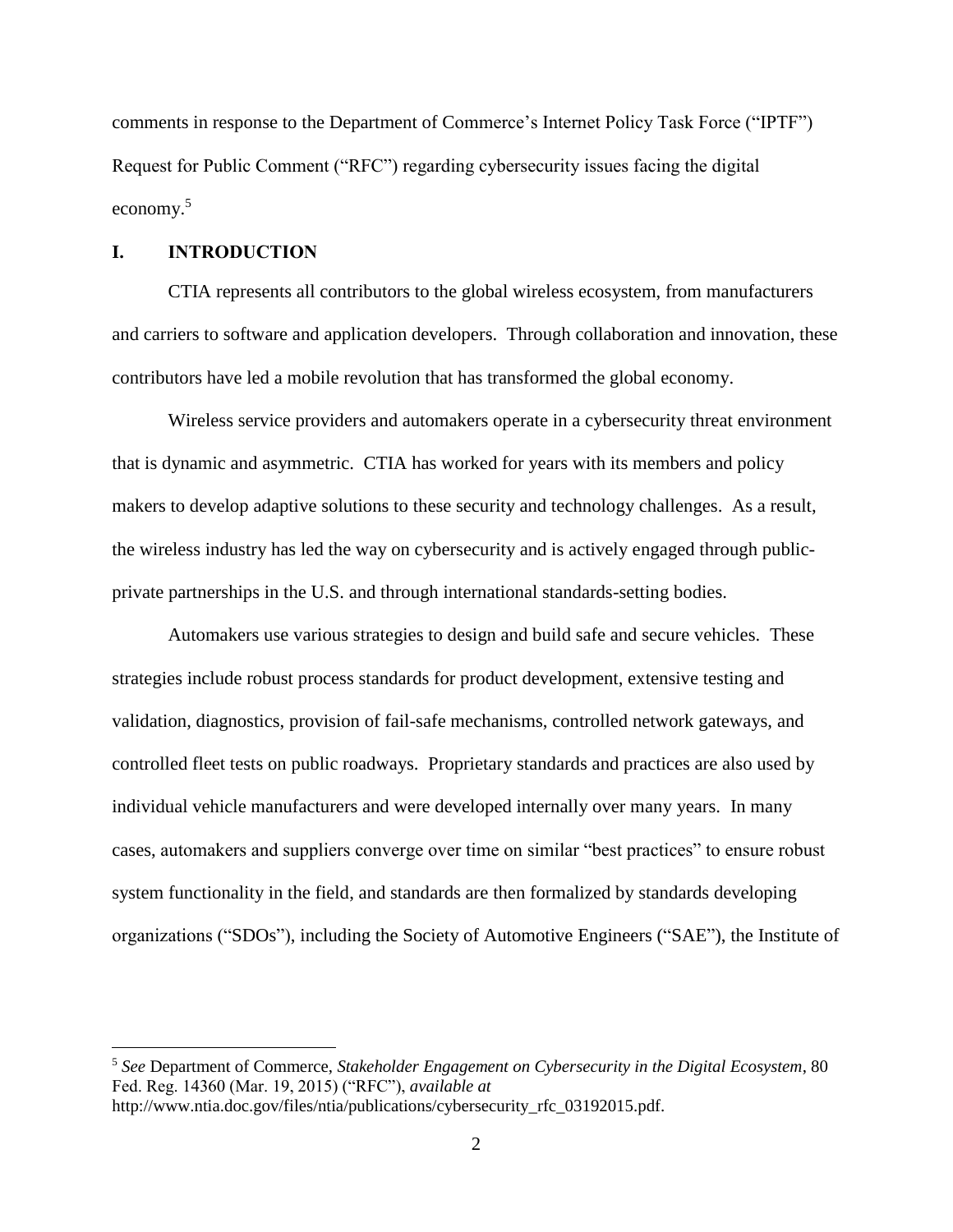comments in response to the Department of Commerce's Internet Policy Task Force ("IPTF") Request for Public Comment ("RFC") regarding cybersecurity issues facing the digital economy.[5]

## I. INTRODUCTION

CTIA represents all contributors to the global wireless ecosystem, from manufacturers and carriers to software and application developers. Through collaboration and innovation, these contributors have led a mobile revolution that has transformed the global economy.

Wireless service providers and automakers operate in a cybersecurity threat environment that is dynamic and asymmetric. CTIA has worked for years with its members and policy makers to develop adaptive solutions to these security and technology challenges. As a result, the wireless industry has led the way on cybersecurity and is actively engaged through public-private partnerships in the U.S. and through international standards-setting bodies.

Automakers use various strategies to design and build safe and secure vehicles. These strategies include robust process standards for product development, extensive testing and validation, diagnostics, provision of fail-safe mechanisms, controlled network gateways, and controlled fleet tests on public roadways. Proprietary standards and practices are also used by individual vehicle manufacturers and were developed internally over many years. In many cases, automakers and suppliers converge over time on similar "best practices" to ensure robust system functionality in the field, and standards are then formalized by standards developing organizations ("SDOs"), including the Society of Automotive Engineers ("SAE"), the Institute of

---

[5] *See* Department of Commerce, *Stakeholder Engagement on Cybersecurity in the Digital Ecosystem*, 80 Fed. Reg. 14360 (Mar. 19, 2015) ("RFC"), *available at* http://www.ntia.doc.gov/files/ntia/publications/cybersecurity_rfc_03192015.pdf.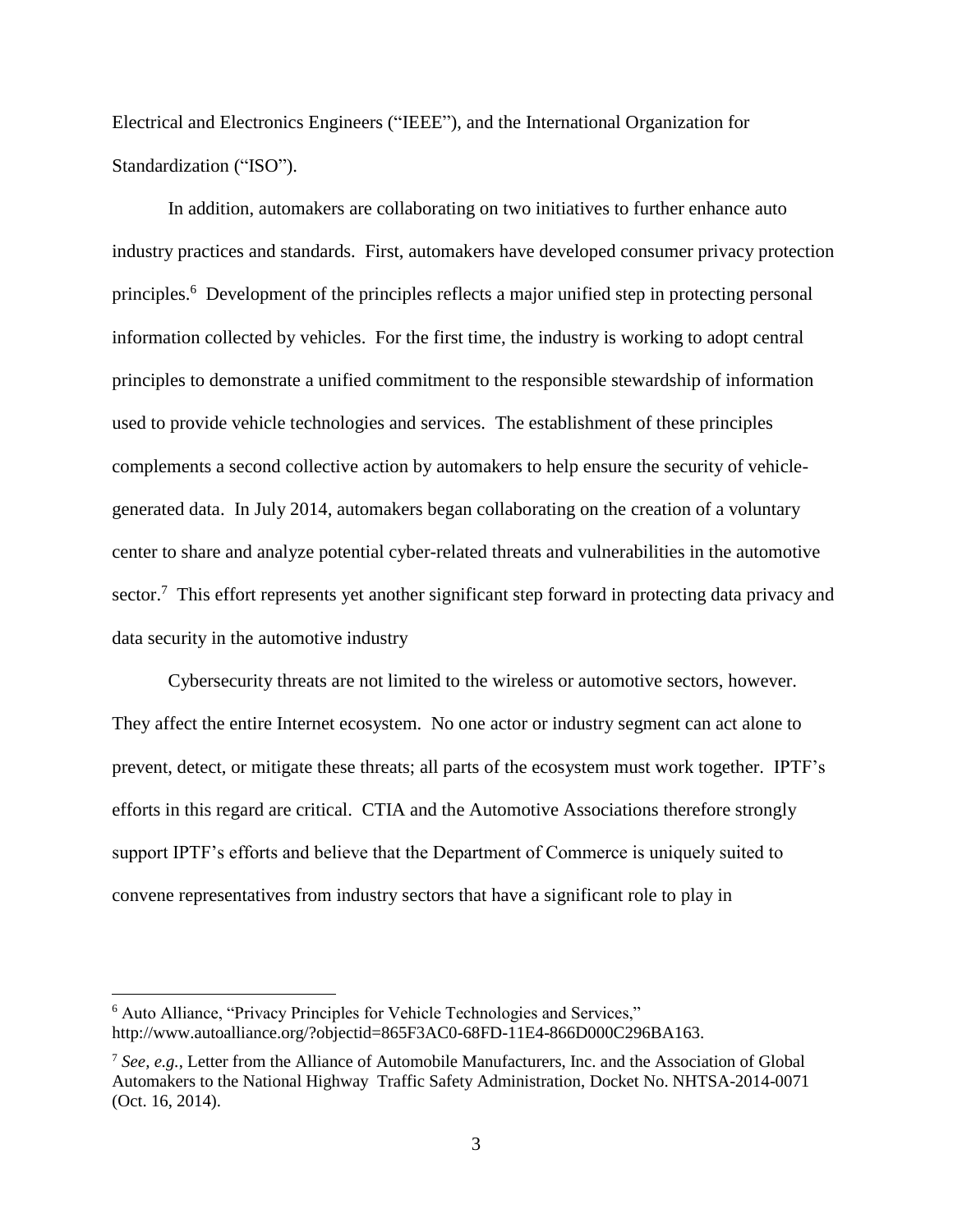Electrical and Electronics Engineers ("IEEE"), and the International Organization for Standardization ("ISO").

In addition, automakers are collaborating on two initiatives to further enhance auto industry practices and standards. First, automakers have developed consumer privacy protection principles.[6] Development of the principles reflects a major unified step in protecting personal information collected by vehicles. For the first time, the industry is working to adopt central principles to demonstrate a unified commitment to the responsible stewardship of information used to provide vehicle technologies and services. The establishment of these principles complements a second collective action by automakers to help ensure the security of vehicle-generated data. In July 2014, automakers began collaborating on the creation of a voluntary center to share and analyze potential cyber-related threats and vulnerabilities in the automotive sector.[7] This effort represents yet another significant step forward in protecting data privacy and data security in the automotive industry

Cybersecurity threats are not limited to the wireless or automotive sectors, however. They affect the entire Internet ecosystem. No one actor or industry segment can act alone to prevent, detect, or mitigate these threats; all parts of the ecosystem must work together. IPTF's efforts in this regard are critical. CTIA and the Automotive Associations therefore strongly support IPTF's efforts and believe that the Department of Commerce is uniquely suited to convene representatives from industry sectors that have a significant role to play in

---

[6] Auto Alliance, "Privacy Principles for Vehicle Technologies and Services," http://www.autoalliance.org/?objectid=865F3AC0-68FD-11E4-866D000C296BA163.

[7] *See, e.g.*, Letter from the Alliance of Automobile Manufacturers, Inc. and the Association of Global Automakers to the National Highway Traffic Safety Administration, Docket No. NHTSA-2014-0071 (Oct. 16, 2014).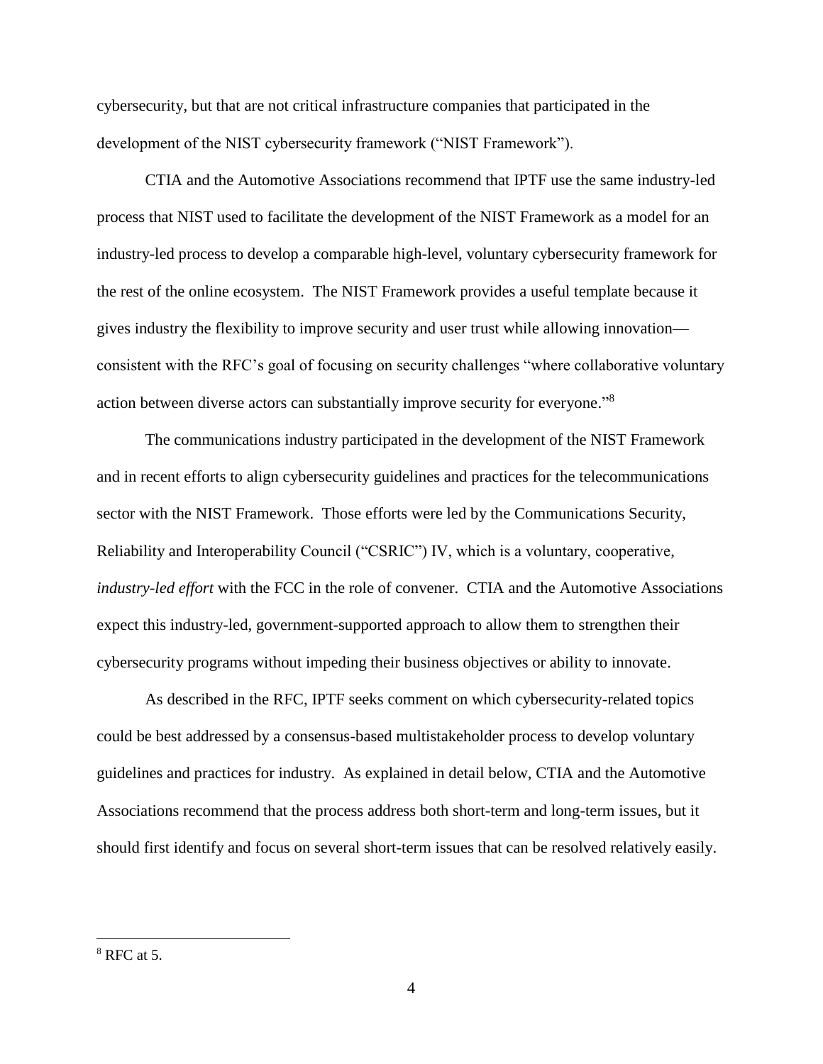cybersecurity, but that are not critical infrastructure companies that participated in the development of the NIST cybersecurity framework ("NIST Framework").

CTIA and the Automotive Associations recommend that IPTF use the same industry-led process that NIST used to facilitate the development of the NIST Framework as a model for an industry-led process to develop a comparable high-level, voluntary cybersecurity framework for the rest of the online ecosystem. The NIST Framework provides a useful template because it gives industry the flexibility to improve security and user trust while allowing innovation—consistent with the RFC's goal of focusing on security challenges "where collaborative voluntary action between diverse actors can substantially improve security for everyone."[8]

The communications industry participated in the development of the NIST Framework and in recent efforts to align cybersecurity guidelines and practices for the telecommunications sector with the NIST Framework. Those efforts were led by the Communications Security, Reliability and Interoperability Council ("CSRIC") IV, which is a voluntary, cooperative, *industry-led effort* with the FCC in the role of convener. CTIA and the Automotive Associations expect this industry-led, government-supported approach to allow them to strengthen their cybersecurity programs without impeding their business objectives or ability to innovate.

As described in the RFC, IPTF seeks comment on which cybersecurity-related topics could be best addressed by a consensus-based multistakeholder process to develop voluntary guidelines and practices for industry. As explained in detail below, CTIA and the Automotive Associations recommend that the process address both short-term and long-term issues, but it should first identify and focus on several short-term issues that can be resolved relatively easily.

---

[8] RFC at 5.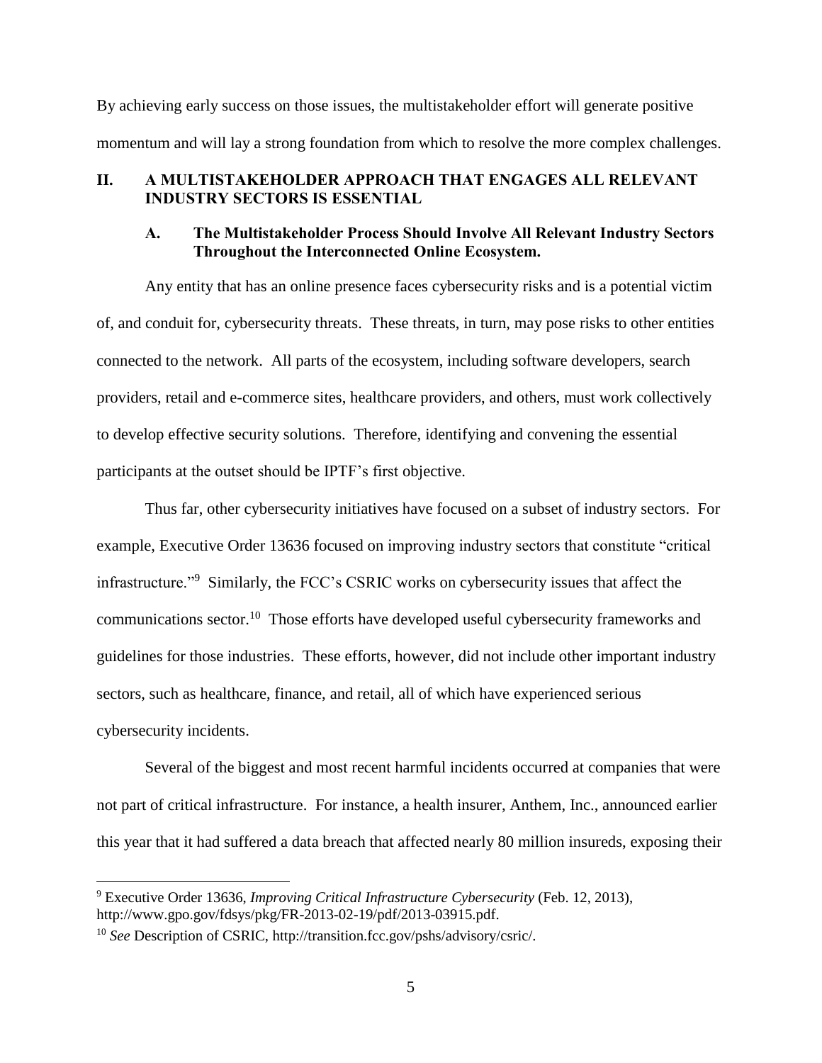By achieving early success on those issues, the multistakeholder effort will generate positive momentum and will lay a strong foundation from which to resolve the more complex challenges.

## II. A MULTISTAKEHOLDER APPROACH THAT ENGAGES ALL RELEVANT INDUSTRY SECTORS IS ESSENTIAL

### A. The Multistakeholder Process Should Involve All Relevant Industry Sectors Throughout the Interconnected Online Ecosystem.

Any entity that has an online presence faces cybersecurity risks and is a potential victim of, and conduit for, cybersecurity threats. These threats, in turn, may pose risks to other entities connected to the network. All parts of the ecosystem, including software developers, search providers, retail and e-commerce sites, healthcare providers, and others, must work collectively to develop effective security solutions. Therefore, identifying and convening the essential participants at the outset should be IPTF's first objective.

Thus far, other cybersecurity initiatives have focused on a subset of industry sectors. For example, Executive Order 13636 focused on improving industry sectors that constitute "critical infrastructure."[9] Similarly, the FCC's CSRIC works on cybersecurity issues that affect the communications sector.[10] Those efforts have developed useful cybersecurity frameworks and guidelines for those industries. These efforts, however, did not include other important industry sectors, such as healthcare, finance, and retail, all of which have experienced serious cybersecurity incidents.

Several of the biggest and most recent harmful incidents occurred at companies that were not part of critical infrastructure. For instance, a health insurer, Anthem, Inc., announced earlier this year that it had suffered a data breach that affected nearly 80 million insureds, exposing their

---

[9] Executive Order 13636, *Improving Critical Infrastructure Cybersecurity* (Feb. 12, 2013), http://www.gpo.gov/fdsys/pkg/FR-2013-02-19/pdf/2013-03915.pdf.

[10] *See* Description of CSRIC, http://transition.fcc.gov/pshs/advisory/csric/.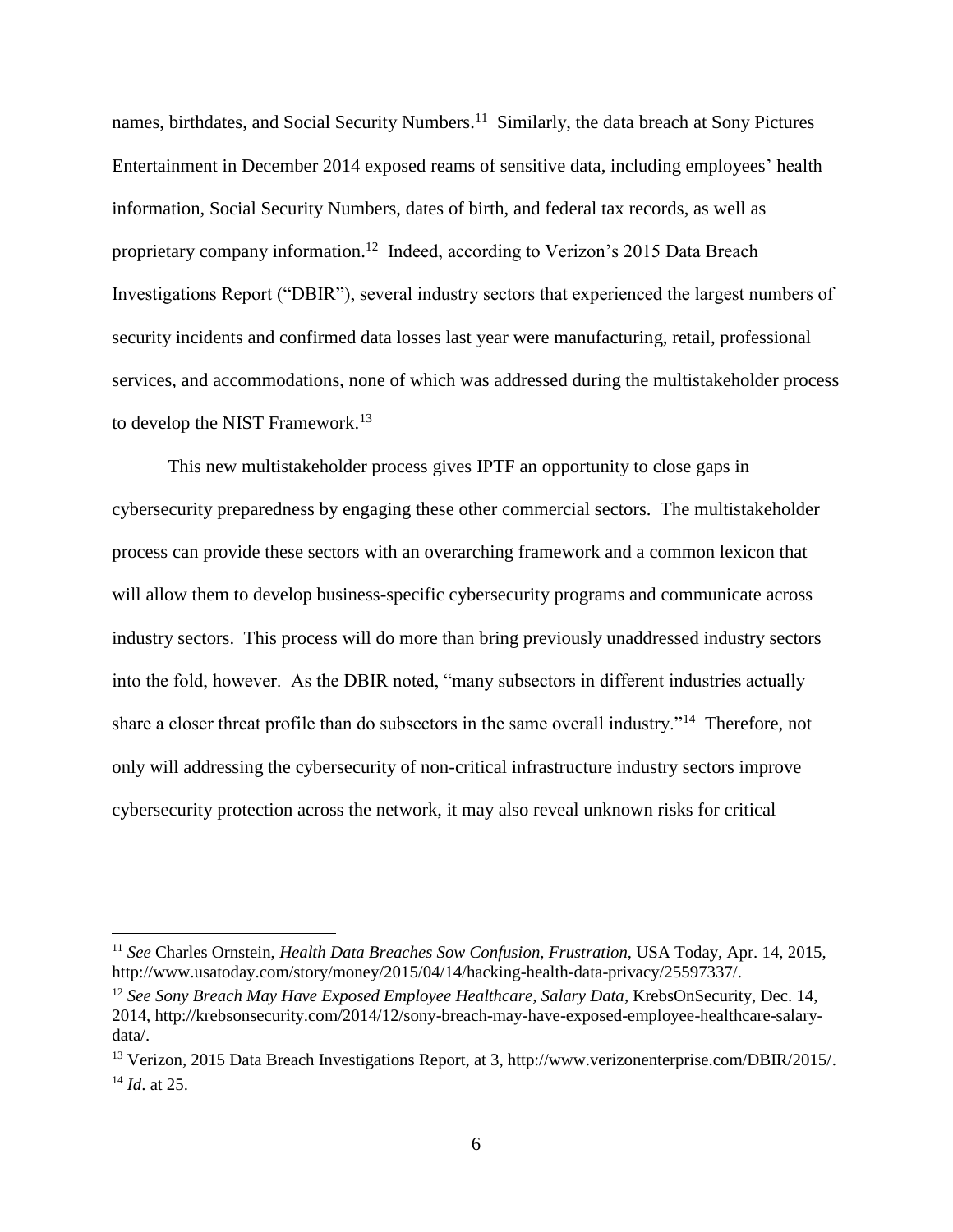names, birthdates, and Social Security Numbers.[11] Similarly, the data breach at Sony Pictures Entertainment in December 2014 exposed reams of sensitive data, including employees' health information, Social Security Numbers, dates of birth, and federal tax records, as well as proprietary company information.[12] Indeed, according to Verizon's 2015 Data Breach Investigations Report ("DBIR"), several industry sectors that experienced the largest numbers of security incidents and confirmed data losses last year were manufacturing, retail, professional services, and accommodations, none of which was addressed during the multistakeholder process to develop the NIST Framework.[13]

This new multistakeholder process gives IPTF an opportunity to close gaps in cybersecurity preparedness by engaging these other commercial sectors. The multistakeholder process can provide these sectors with an overarching framework and a common lexicon that will allow them to develop business-specific cybersecurity programs and communicate across industry sectors. This process will do more than bring previously unaddressed industry sectors into the fold, however. As the DBIR noted, "many subsectors in different industries actually share a closer threat profile than do subsectors in the same overall industry."[14] Therefore, not only will addressing the cybersecurity of non-critical infrastructure industry sectors improve cybersecurity protection across the network, it may also reveal unknown risks for critical

---

[11] *See* Charles Ornstein, *Health Data Breaches Sow Confusion, Frustration*, USA Today, Apr. 14, 2015, http://www.usatoday.com/story/money/2015/04/14/hacking-health-data-privacy/25597337/.

[12] *See Sony Breach May Have Exposed Employee Healthcare, Salary Data*, KrebsOnSecurity, Dec. 14, 2014, http://krebsonsecurity.com/2014/12/sony-breach-may-have-exposed-employee-healthcare-salary-data/.

[13] Verizon, 2015 Data Breach Investigations Report, at 3, http://www.verizonenterprise.com/DBIR/2015/.

[14] *Id*. at 25.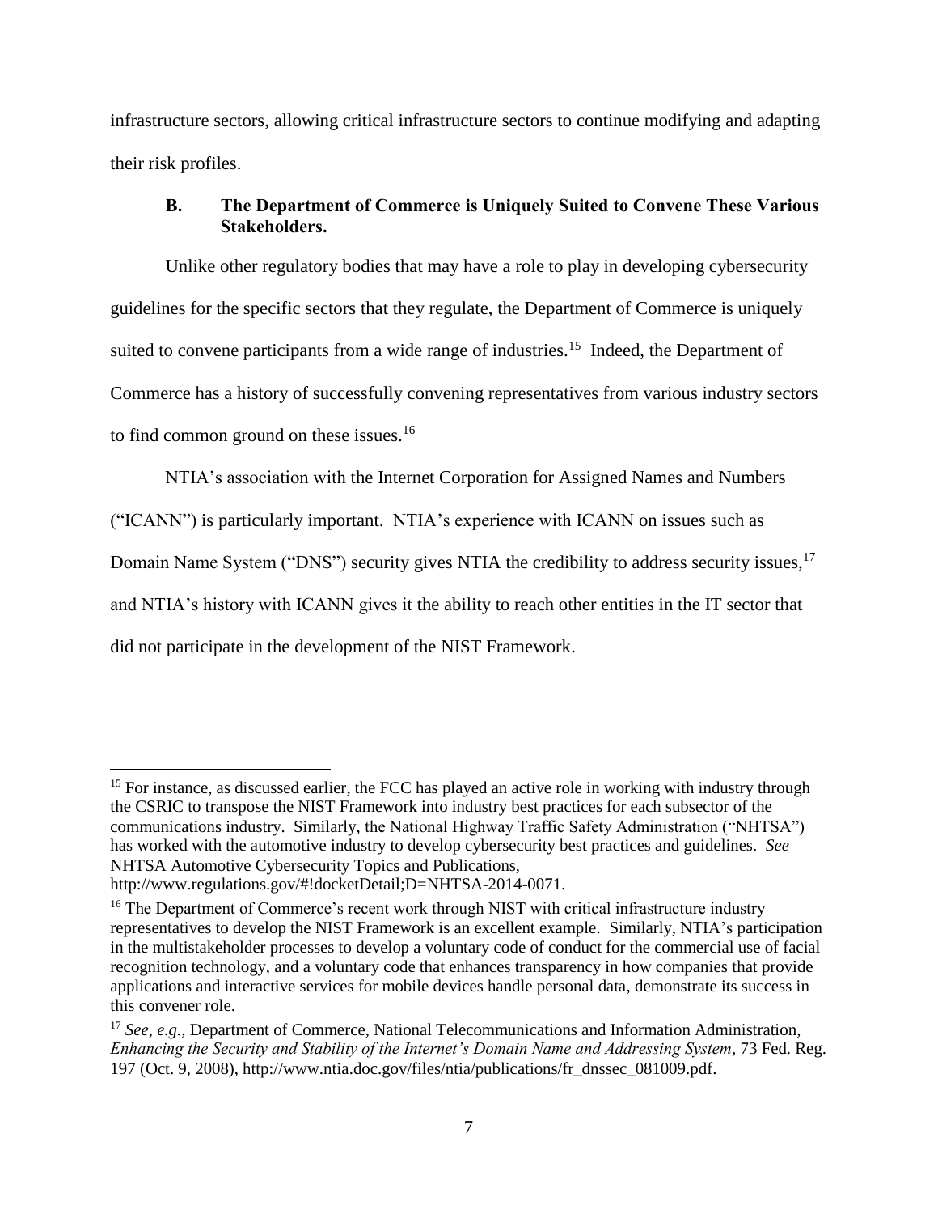infrastructure sectors, allowing critical infrastructure sectors to continue modifying and adapting their risk profiles.

### B. The Department of Commerce is Uniquely Suited to Convene These Various Stakeholders.

Unlike other regulatory bodies that may have a role to play in developing cybersecurity guidelines for the specific sectors that they regulate, the Department of Commerce is uniquely suited to convene participants from a wide range of industries.[15] Indeed, the Department of Commerce has a history of successfully convening representatives from various industry sectors to find common ground on these issues.[16]

NTIA's association with the Internet Corporation for Assigned Names and Numbers ("ICANN") is particularly important. NTIA's experience with ICANN on issues such as Domain Name System ("DNS") security gives NTIA the credibility to address security issues,[17] and NTIA's history with ICANN gives it the ability to reach other entities in the IT sector that did not participate in the development of the NIST Framework.

---

[15] For instance, as discussed earlier, the FCC has played an active role in working with industry through the CSRIC to transpose the NIST Framework into industry best practices for each subsector of the communications industry. Similarly, the National Highway Traffic Safety Administration ("NHTSA") has worked with the automotive industry to develop cybersecurity best practices and guidelines. *See* NHTSA Automotive Cybersecurity Topics and Publications, http://www.regulations.gov/#!docketDetail;D=NHTSA-2014-0071.

[16] The Department of Commerce's recent work through NIST with critical infrastructure industry representatives to develop the NIST Framework is an excellent example. Similarly, NTIA's participation in the multistakeholder processes to develop a voluntary code of conduct for the commercial use of facial recognition technology, and a voluntary code that enhances transparency in how companies that provide applications and interactive services for mobile devices handle personal data, demonstrate its success in this convener role.

[17] *See, e.g.*, Department of Commerce, National Telecommunications and Information Administration, *Enhancing the Security and Stability of the Internet's Domain Name and Addressing System*, 73 Fed. Reg. 197 (Oct. 9, 2008), http://www.ntia.doc.gov/files/ntia/publications/fr_dnssec_081009.pdf.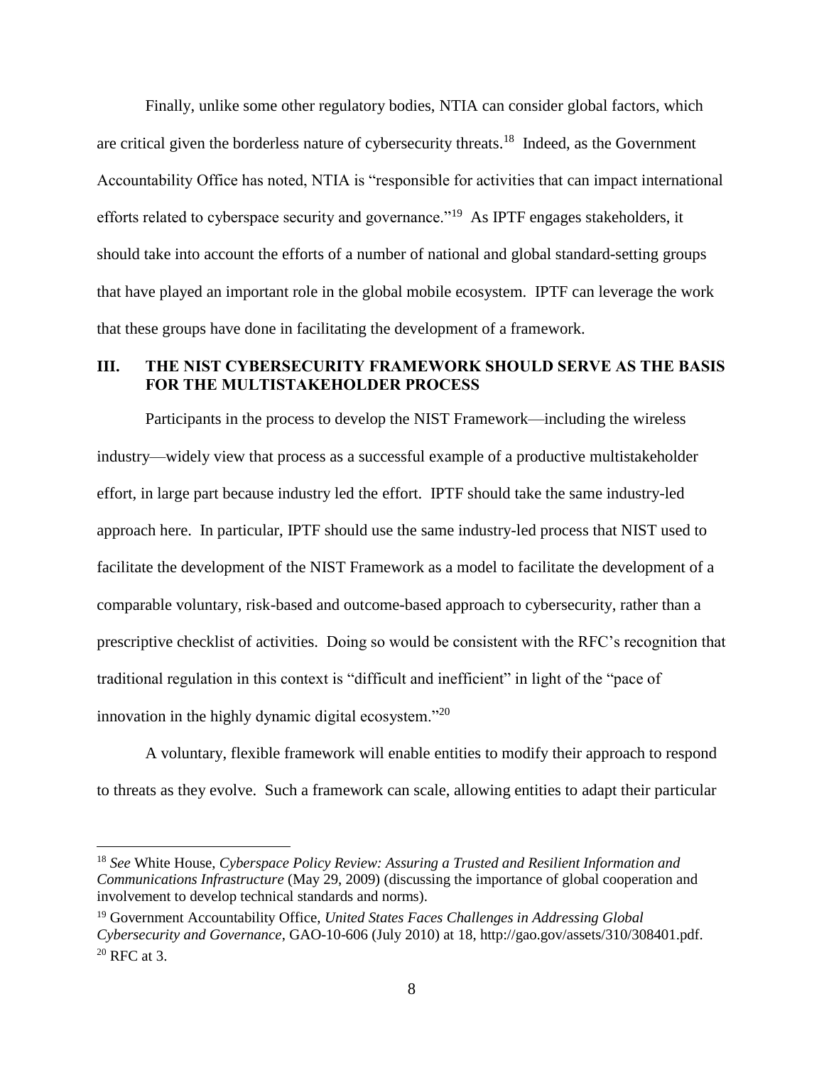Finally, unlike some other regulatory bodies, NTIA can consider global factors, which are critical given the borderless nature of cybersecurity threats.[18] Indeed, as the Government Accountability Office has noted, NTIA is "responsible for activities that can impact international efforts related to cyberspace security and governance."[19] As IPTF engages stakeholders, it should take into account the efforts of a number of national and global standard-setting groups that have played an important role in the global mobile ecosystem. IPTF can leverage the work that these groups have done in facilitating the development of a framework.

## III. THE NIST CYBERSECURITY FRAMEWORK SHOULD SERVE AS THE BASIS FOR THE MULTISTAKEHOLDER PROCESS

Participants in the process to develop the NIST Framework—including the wireless industry—widely view that process as a successful example of a productive multistakeholder effort, in large part because industry led the effort. IPTF should take the same industry-led approach here. In particular, IPTF should use the same industry-led process that NIST used to facilitate the development of the NIST Framework as a model to facilitate the development of a comparable voluntary, risk-based and outcome-based approach to cybersecurity, rather than a prescriptive checklist of activities. Doing so would be consistent with the RFC's recognition that traditional regulation in this context is "difficult and inefficient" in light of the "pace of innovation in the highly dynamic digital ecosystem."[20]

A voluntary, flexible framework will enable entities to modify their approach to respond to threats as they evolve. Such a framework can scale, allowing entities to adapt their particular

---

[18] *See* White House, *Cyberspace Policy Review: Assuring a Trusted and Resilient Information and Communications Infrastructure* (May 29, 2009) (discussing the importance of global cooperation and involvement to develop technical standards and norms).

[19] Government Accountability Office, *United States Faces Challenges in Addressing Global Cybersecurity and Governance*, GAO-10-606 (July 2010) at 18, http://gao.gov/assets/310/308401.pdf.

[20] RFC at 3.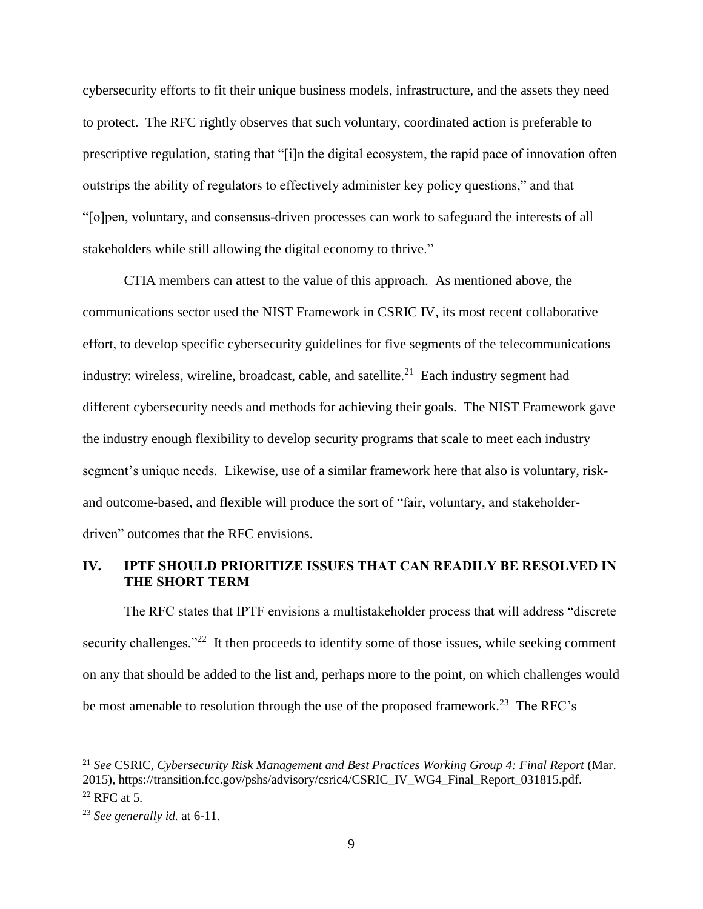cybersecurity efforts to fit their unique business models, infrastructure, and the assets they need to protect. The RFC rightly observes that such voluntary, coordinated action is preferable to prescriptive regulation, stating that "[i]n the digital ecosystem, the rapid pace of innovation often outstrips the ability of regulators to effectively administer key policy questions," and that "[o]pen, voluntary, and consensus-driven processes can work to safeguard the interests of all stakeholders while still allowing the digital economy to thrive."

CTIA members can attest to the value of this approach. As mentioned above, the communications sector used the NIST Framework in CSRIC IV, its most recent collaborative effort, to develop specific cybersecurity guidelines for five segments of the telecommunications industry: wireless, wireline, broadcast, cable, and satellite.[21] Each industry segment had different cybersecurity needs and methods for achieving their goals. The NIST Framework gave the industry enough flexibility to develop security programs that scale to meet each industry segment's unique needs. Likewise, use of a similar framework here that also is voluntary, risk- and outcome-based, and flexible will produce the sort of "fair, voluntary, and stakeholder-driven" outcomes that the RFC envisions.

## IV. IPTF SHOULD PRIORITIZE ISSUES THAT CAN READILY BE RESOLVED IN THE SHORT TERM

The RFC states that IPTF envisions a multistakeholder process that will address "discrete security challenges."[22] It then proceeds to identify some of those issues, while seeking comment on any that should be added to the list and, perhaps more to the point, on which challenges would be most amenable to resolution through the use of the proposed framework.[23] The RFC's

---

[21] *See* CSRIC, *Cybersecurity Risk Management and Best Practices Working Group 4: Final Report* (Mar. 2015), https://transition.fcc.gov/pshs/advisory/csric4/CSRIC_IV_WG4_Final_Report_031815.pdf.

[22] RFC at 5.

[23] *See generally id.* at 6-11.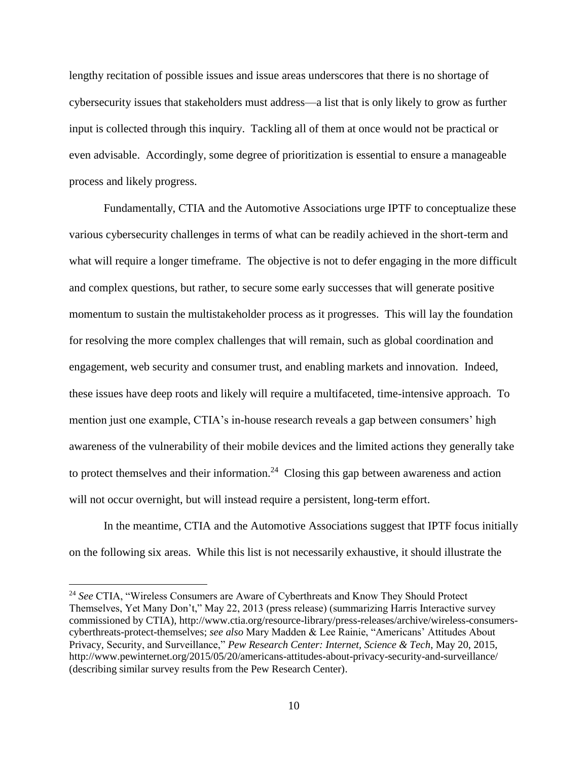lengthy recitation of possible issues and issue areas underscores that there is no shortage of cybersecurity issues that stakeholders must address—a list that is only likely to grow as further input is collected through this inquiry. Tackling all of them at once would not be practical or even advisable. Accordingly, some degree of prioritization is essential to ensure a manageable process and likely progress.

Fundamentally, CTIA and the Automotive Associations urge IPTF to conceptualize these various cybersecurity challenges in terms of what can be readily achieved in the short-term and what will require a longer timeframe. The objective is not to defer engaging in the more difficult and complex questions, but rather, to secure some early successes that will generate positive momentum to sustain the multistakeholder process as it progresses. This will lay the foundation for resolving the more complex challenges that will remain, such as global coordination and engagement, web security and consumer trust, and enabling markets and innovation. Indeed, these issues have deep roots and likely will require a multifaceted, time-intensive approach. To mention just one example, CTIA's in-house research reveals a gap between consumers' high awareness of the vulnerability of their mobile devices and the limited actions they generally take to protect themselves and their information.[24] Closing this gap between awareness and action will not occur overnight, but will instead require a persistent, long-term effort.

In the meantime, CTIA and the Automotive Associations suggest that IPTF focus initially on the following six areas. While this list is not necessarily exhaustive, it should illustrate the

---

[24] *See* CTIA, "Wireless Consumers are Aware of Cyberthreats and Know They Should Protect Themselves, Yet Many Don't," May 22, 2013 (press release) (summarizing Harris Interactive survey commissioned by CTIA), http://www.ctia.org/resource-library/press-releases/archive/wireless-consumers-cyberthreats-protect-themselves; *see also* Mary Madden & Lee Rainie, "Americans' Attitudes About Privacy, Security, and Surveillance," *Pew Research Center: Internet, Science & Tech*, May 20, 2015, http://www.pewinternet.org/2015/05/20/americans-attitudes-about-privacy-security-and-surveillance/ (describing similar survey results from the Pew Research Center).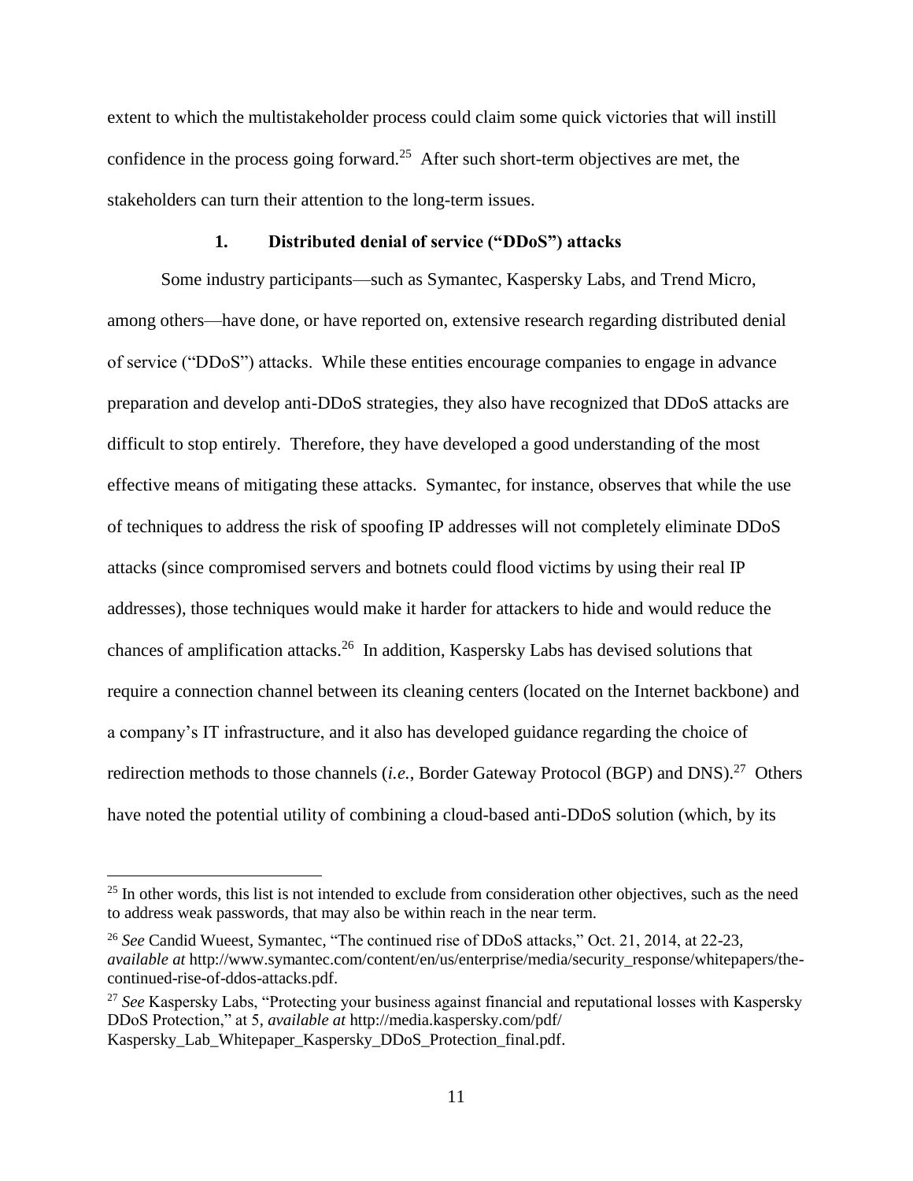extent to which the multistakeholder process could claim some quick victories that will instill confidence in the process going forward.[25] After such short-term objectives are met, the stakeholders can turn their attention to the long-term issues.

### 1. Distributed denial of service ("DDoS") attacks

Some industry participants—such as Symantec, Kaspersky Labs, and Trend Micro, among others—have done, or have reported on, extensive research regarding distributed denial of service ("DDoS") attacks. While these entities encourage companies to engage in advance preparation and develop anti-DDoS strategies, they also have recognized that DDoS attacks are difficult to stop entirely. Therefore, they have developed a good understanding of the most effective means of mitigating these attacks. Symantec, for instance, observes that while the use of techniques to address the risk of spoofing IP addresses will not completely eliminate DDoS attacks (since compromised servers and botnets could flood victims by using their real IP addresses), those techniques would make it harder for attackers to hide and would reduce the chances of amplification attacks.[26] In addition, Kaspersky Labs has devised solutions that require a connection channel between its cleaning centers (located on the Internet backbone) and a company's IT infrastructure, and it also has developed guidance regarding the choice of redirection methods to those channels (*i.e.*, Border Gateway Protocol (BGP) and DNS).[27] Others have noted the potential utility of combining a cloud-based anti-DDoS solution (which, by its

---

[25] In other words, this list is not intended to exclude from consideration other objectives, such as the need to address weak passwords, that may also be within reach in the near term.

[26] *See* Candid Wueest, Symantec, "The continued rise of DDoS attacks," Oct. 21, 2014, at 22-23, *available at* http://www.symantec.com/content/en/us/enterprise/media/security_response/whitepapers/the-continued-rise-of-ddos-attacks.pdf.

[27] *See* Kaspersky Labs, "Protecting your business against financial and reputational losses with Kaspersky DDoS Protection," at 5, *available at* http://media.kaspersky.com/pdf/Kaspersky_Lab_Whitepaper_Kaspersky_DDoS_Protection_final.pdf.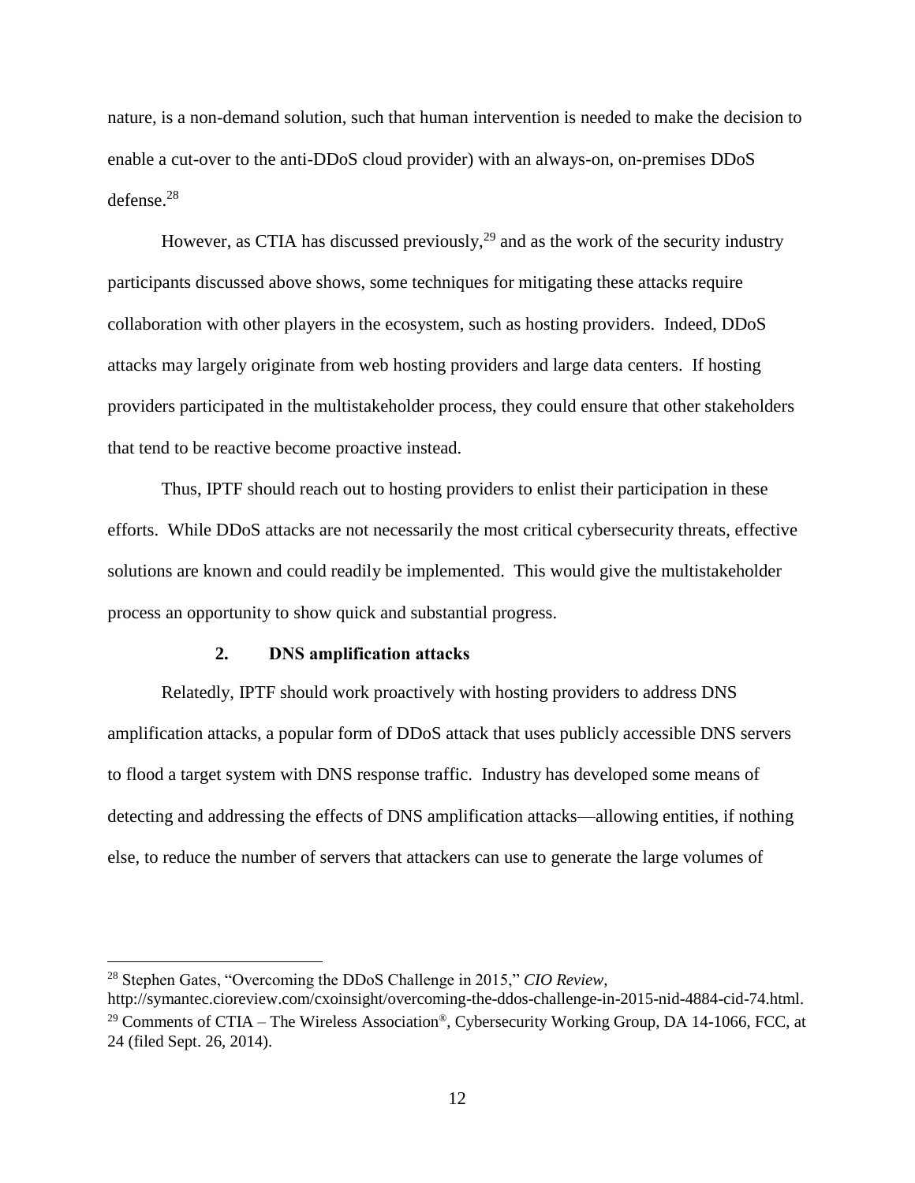nature, is a non-demand solution, such that human intervention is needed to make the decision to enable a cut-over to the anti-DDoS cloud provider) with an always-on, on-premises DDoS defense.[28]

However, as CTIA has discussed previously,[29] and as the work of the security industry participants discussed above shows, some techniques for mitigating these attacks require collaboration with other players in the ecosystem, such as hosting providers. Indeed, DDoS attacks may largely originate from web hosting providers and large data centers. If hosting providers participated in the multistakeholder process, they could ensure that other stakeholders that tend to be reactive become proactive instead.

Thus, IPTF should reach out to hosting providers to enlist their participation in these efforts. While DDoS attacks are not necessarily the most critical cybersecurity threats, effective solutions are known and could readily be implemented. This would give the multistakeholder process an opportunity to show quick and substantial progress.

### 2. DNS amplification attacks

Relatedly, IPTF should work proactively with hosting providers to address DNS amplification attacks, a popular form of DDoS attack that uses publicly accessible DNS servers to flood a target system with DNS response traffic. Industry has developed some means of detecting and addressing the effects of DNS amplification attacks—allowing entities, if nothing else, to reduce the number of servers that attackers can use to generate the large volumes of

---

[28] Stephen Gates, "Overcoming the DDoS Challenge in 2015," *CIO Review*, http://symantec.cioreview.com/cxoinsight/overcoming-the-ddos-challenge-in-2015-nid-4884-cid-74.html.

[29] Comments of CTIA – The Wireless Association®, Cybersecurity Working Group, DA 14-1066, FCC, at 24 (filed Sept. 26, 2014).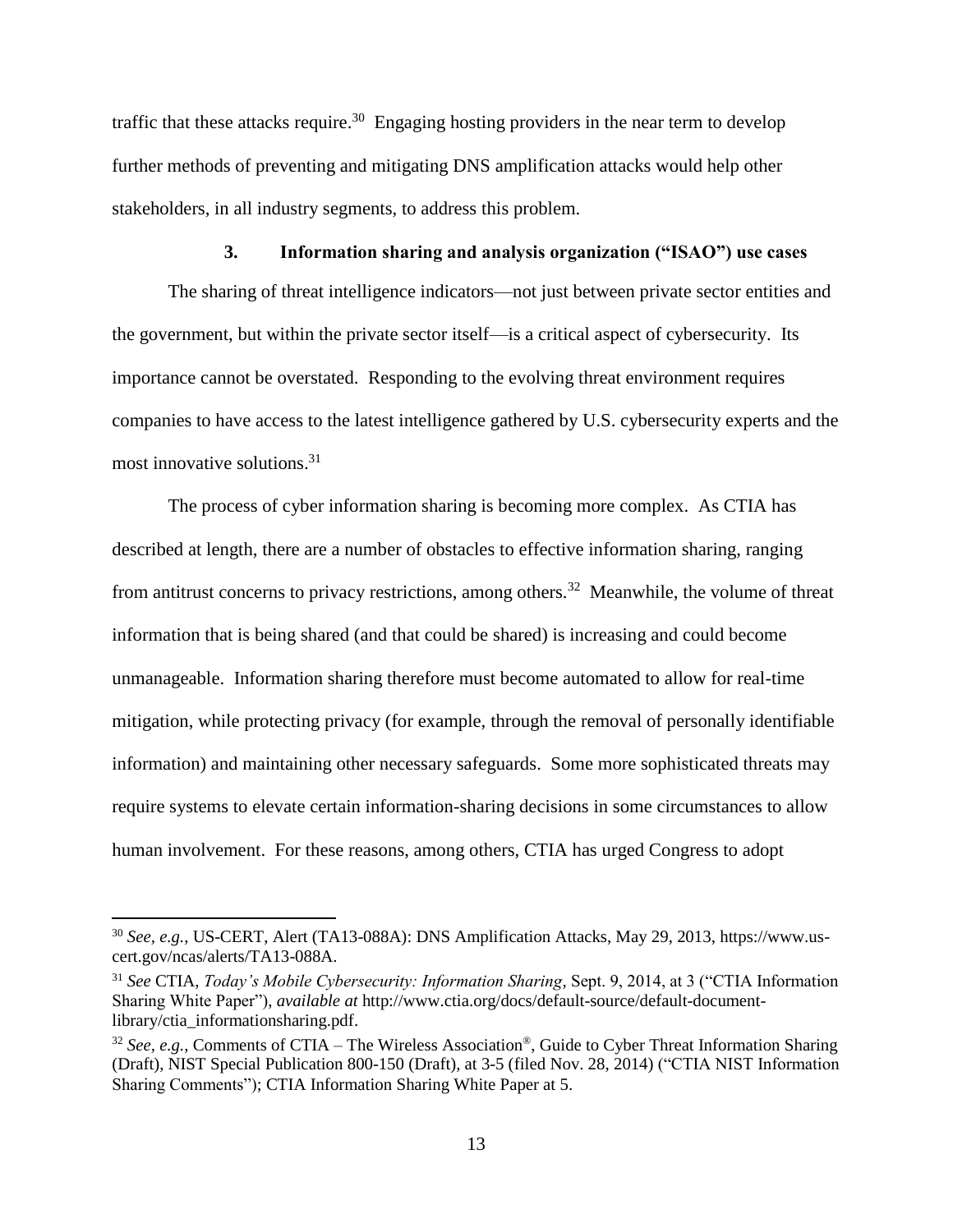traffic that these attacks require.[30] Engaging hosting providers in the near term to develop further methods of preventing and mitigating DNS amplification attacks would help other stakeholders, in all industry segments, to address this problem.

### 3. Information sharing and analysis organization ("ISAO") use cases

The sharing of threat intelligence indicators—not just between private sector entities and the government, but within the private sector itself—is a critical aspect of cybersecurity. Its importance cannot be overstated. Responding to the evolving threat environment requires companies to have access to the latest intelligence gathered by U.S. cybersecurity experts and the most innovative solutions.[31]

The process of cyber information sharing is becoming more complex. As CTIA has described at length, there are a number of obstacles to effective information sharing, ranging from antitrust concerns to privacy restrictions, among others.[32] Meanwhile, the volume of threat information that is being shared (and that could be shared) is increasing and could become unmanageable. Information sharing therefore must become automated to allow for real-time mitigation, while protecting privacy (for example, through the removal of personally identifiable information) and maintaining other necessary safeguards. Some more sophisticated threats may require systems to elevate certain information-sharing decisions in some circumstances to allow human involvement. For these reasons, among others, CTIA has urged Congress to adopt

---

[30] *See, e.g.*, US-CERT, Alert (TA13-088A): DNS Amplification Attacks, May 29, 2013, https://www.us-cert.gov/ncas/alerts/TA13-088A.

[31] *See* CTIA, *Today's Mobile Cybersecurity: Information Sharing*, Sept. 9, 2014, at 3 ("CTIA Information Sharing White Paper"), *available at* http://www.ctia.org/docs/default-source/default-document-library/ctia_informationsharing.pdf.

[32] *See, e.g.*, Comments of CTIA – The Wireless Association®, Guide to Cyber Threat Information Sharing (Draft), NIST Special Publication 800-150 (Draft), at 3-5 (filed Nov. 28, 2014) ("CTIA NIST Information Sharing Comments"); CTIA Information Sharing White Paper at 5.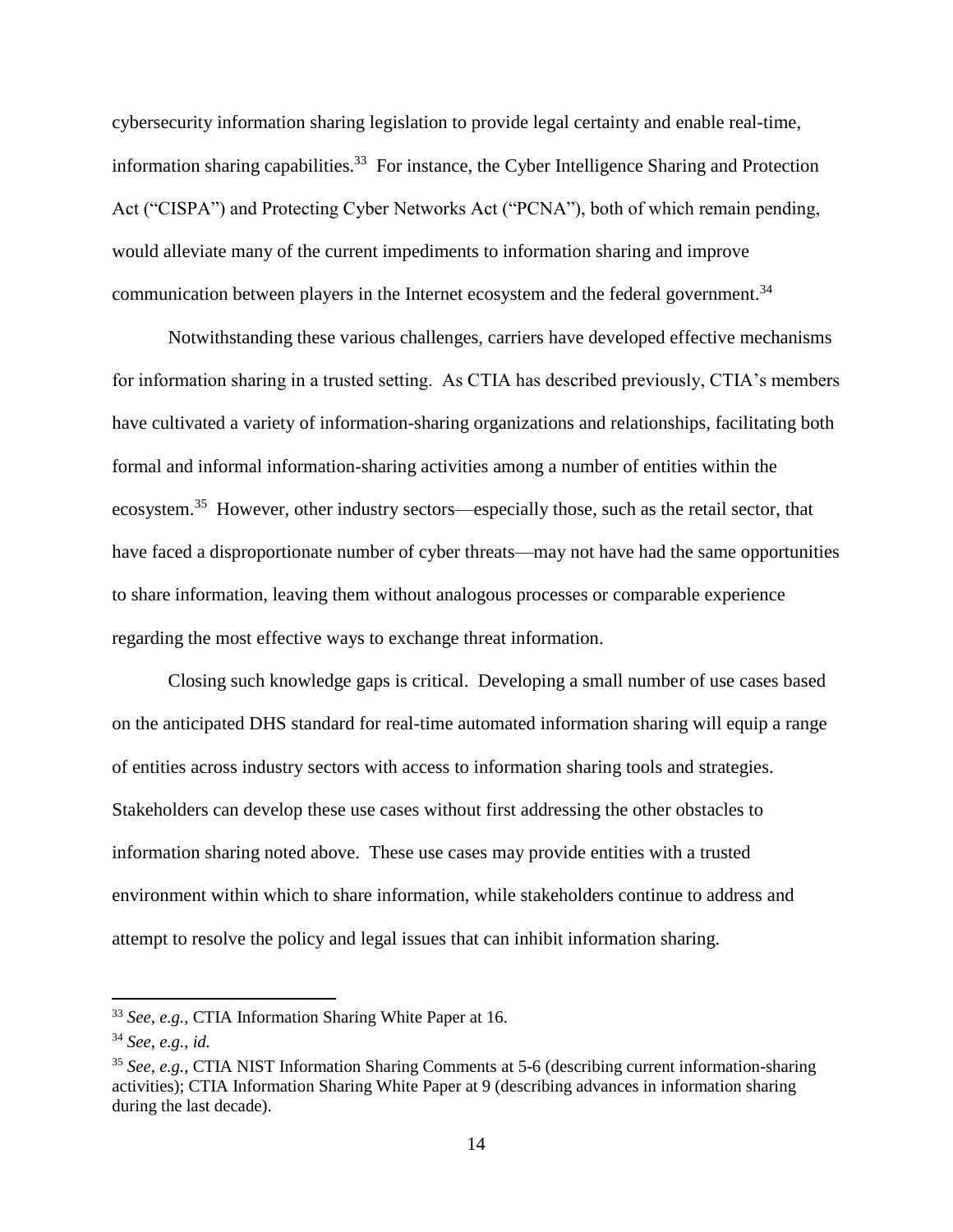cybersecurity information sharing legislation to provide legal certainty and enable real-time, information sharing capabilities.[33] For instance, the Cyber Intelligence Sharing and Protection Act ("CISPA") and Protecting Cyber Networks Act ("PCNA"), both of which remain pending, would alleviate many of the current impediments to information sharing and improve communication between players in the Internet ecosystem and the federal government.[34]

Notwithstanding these various challenges, carriers have developed effective mechanisms for information sharing in a trusted setting. As CTIA has described previously, CTIA's members have cultivated a variety of information-sharing organizations and relationships, facilitating both formal and informal information-sharing activities among a number of entities within the ecosystem.[35] However, other industry sectors—especially those, such as the retail sector, that have faced a disproportionate number of cyber threats—may not have had the same opportunities to share information, leaving them without analogous processes or comparable experience regarding the most effective ways to exchange threat information.

Closing such knowledge gaps is critical. Developing a small number of use cases based on the anticipated DHS standard for real-time automated information sharing will equip a range of entities across industry sectors with access to information sharing tools and strategies. Stakeholders can develop these use cases without first addressing the other obstacles to information sharing noted above. These use cases may provide entities with a trusted environment within which to share information, while stakeholders continue to address and attempt to resolve the policy and legal issues that can inhibit information sharing.

---

[33] *See, e.g.*, CTIA Information Sharing White Paper at 16.

[34] *See, e.g.*, *id.*

[35] *See, e.g.*, CTIA NIST Information Sharing Comments at 5-6 (describing current information-sharing activities); CTIA Information Sharing White Paper at 9 (describing advances in information sharing during the last decade).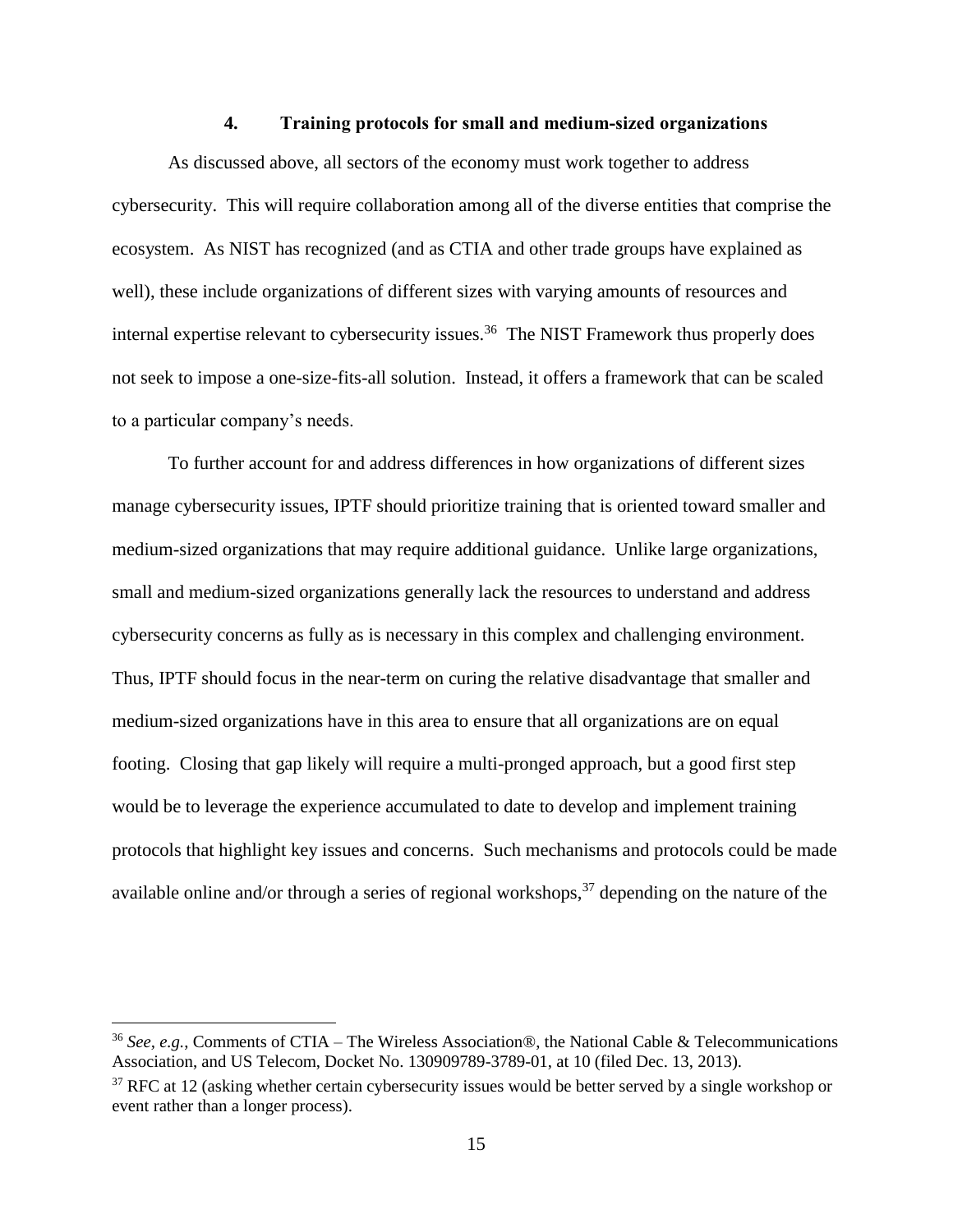### 4. Training protocols for small and medium-sized organizations

As discussed above, all sectors of the economy must work together to address cybersecurity. This will require collaboration among all of the diverse entities that comprise the ecosystem. As NIST has recognized (and as CTIA and other trade groups have explained as well), these include organizations of different sizes with varying amounts of resources and internal expertise relevant to cybersecurity issues.[36] The NIST Framework thus properly does not seek to impose a one-size-fits-all solution. Instead, it offers a framework that can be scaled to a particular company's needs.

To further account for and address differences in how organizations of different sizes manage cybersecurity issues, IPTF should prioritize training that is oriented toward smaller and medium-sized organizations that may require additional guidance. Unlike large organizations, small and medium-sized organizations generally lack the resources to understand and address cybersecurity concerns as fully as is necessary in this complex and challenging environment. Thus, IPTF should focus in the near-term on curing the relative disadvantage that smaller and medium-sized organizations have in this area to ensure that all organizations are on equal footing. Closing that gap likely will require a multi-pronged approach, but a good first step would be to leverage the experience accumulated to date to develop and implement training protocols that highlight key issues and concerns. Such mechanisms and protocols could be made available online and/or through a series of regional workshops,[37] depending on the nature of the

---

[36] *See, e.g.*, Comments of CTIA – The Wireless Association®, the National Cable & Telecommunications Association, and US Telecom, Docket No. 130909789-3789-01, at 10 (filed Dec. 13, 2013).

[37] RFC at 12 (asking whether certain cybersecurity issues would be better served by a single workshop or event rather than a longer process).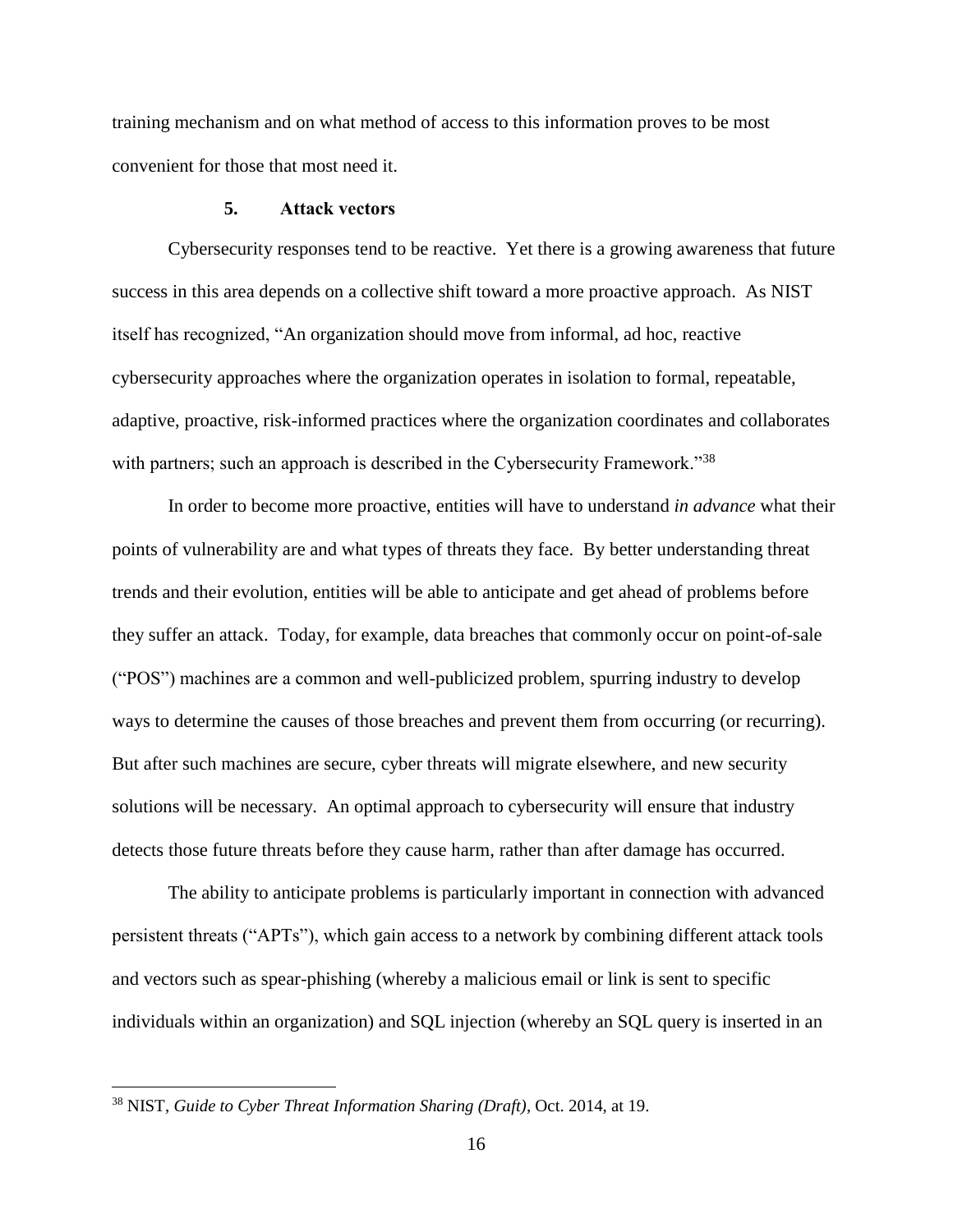training mechanism and on what method of access to this information proves to be most convenient for those that most need it.

### 5. Attack vectors

Cybersecurity responses tend to be reactive. Yet there is a growing awareness that future success in this area depends on a collective shift toward a more proactive approach. As NIST itself has recognized, "An organization should move from informal, ad hoc, reactive cybersecurity approaches where the organization operates in isolation to formal, repeatable, adaptive, proactive, risk-informed practices where the organization coordinates and collaborates with partners; such an approach is described in the Cybersecurity Framework."[38]

In order to become more proactive, entities will have to understand *in advance* what their points of vulnerability are and what types of threats they face. By better understanding threat trends and their evolution, entities will be able to anticipate and get ahead of problems before they suffer an attack. Today, for example, data breaches that commonly occur on point-of-sale ("POS") machines are a common and well-publicized problem, spurring industry to develop ways to determine the causes of those breaches and prevent them from occurring (or recurring). But after such machines are secure, cyber threats will migrate elsewhere, and new security solutions will be necessary. An optimal approach to cybersecurity will ensure that industry detects those future threats before they cause harm, rather than after damage has occurred.

The ability to anticipate problems is particularly important in connection with advanced persistent threats ("APTs"), which gain access to a network by combining different attack tools and vectors such as spear-phishing (whereby a malicious email or link is sent to specific individuals within an organization) and SQL injection (whereby an SQL query is inserted in an

---

[38] NIST, *Guide to Cyber Threat Information Sharing (Draft)*, Oct. 2014, at 19.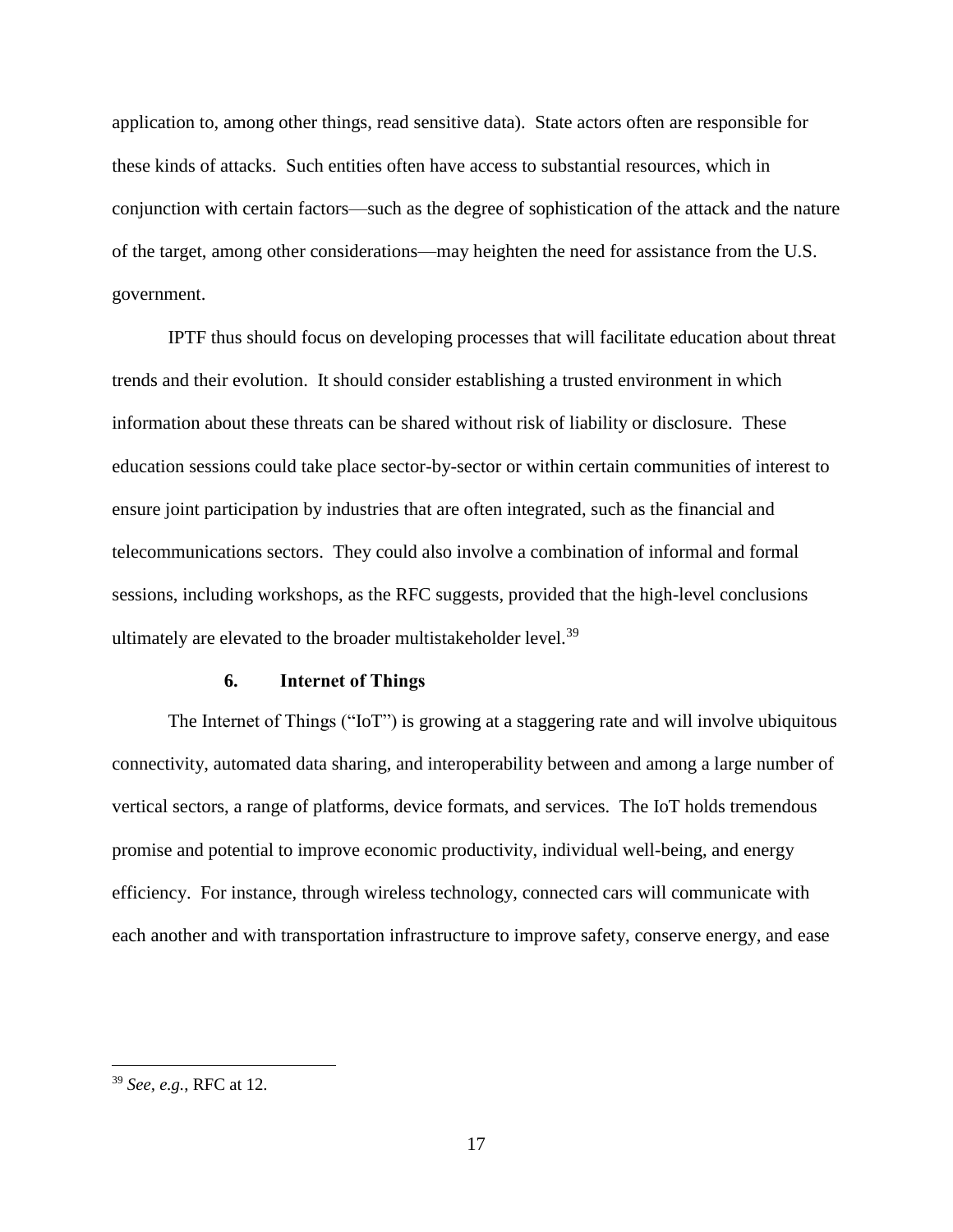application to, among other things, read sensitive data). State actors often are responsible for these kinds of attacks. Such entities often have access to substantial resources, which in conjunction with certain factors—such as the degree of sophistication of the attack and the nature of the target, among other considerations—may heighten the need for assistance from the U.S. government.

IPTF thus should focus on developing processes that will facilitate education about threat trends and their evolution. It should consider establishing a trusted environment in which information about these threats can be shared without risk of liability or disclosure. These education sessions could take place sector-by-sector or within certain communities of interest to ensure joint participation by industries that are often integrated, such as the financial and telecommunications sectors. They could also involve a combination of informal and formal sessions, including workshops, as the RFC suggests, provided that the high-level conclusions ultimately are elevated to the broader multistakeholder level.[39]

### 6. Internet of Things

The Internet of Things ("IoT") is growing at a staggering rate and will involve ubiquitous connectivity, automated data sharing, and interoperability between and among a large number of vertical sectors, a range of platforms, device formats, and services. The IoT holds tremendous promise and potential to improve economic productivity, individual well-being, and energy efficiency. For instance, through wireless technology, connected cars will communicate with each another and with transportation infrastructure to improve safety, conserve energy, and ease

---

[39] *See, e.g.*, RFC at 12.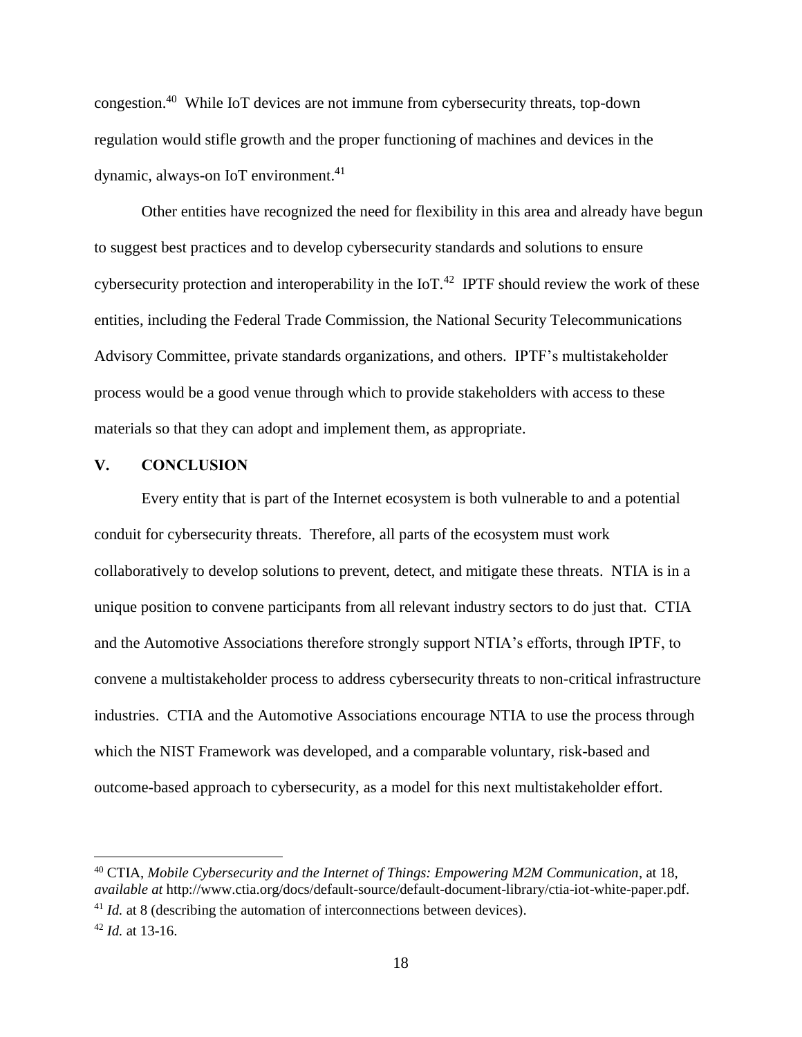congestion.[40] While IoT devices are not immune from cybersecurity threats, top-down regulation would stifle growth and the proper functioning of machines and devices in the dynamic, always-on IoT environment.[41]

Other entities have recognized the need for flexibility in this area and already have begun to suggest best practices and to develop cybersecurity standards and solutions to ensure cybersecurity protection and interoperability in the IoT.[42] IPTF should review the work of these entities, including the Federal Trade Commission, the National Security Telecommunications Advisory Committee, private standards organizations, and others. IPTF's multistakeholder process would be a good venue through which to provide stakeholders with access to these materials so that they can adopt and implement them, as appropriate.

## V. CONCLUSION

Every entity that is part of the Internet ecosystem is both vulnerable to and a potential conduit for cybersecurity threats. Therefore, all parts of the ecosystem must work collaboratively to develop solutions to prevent, detect, and mitigate these threats. NTIA is in a unique position to convene participants from all relevant industry sectors to do just that. CTIA and the Automotive Associations therefore strongly support NTIA's efforts, through IPTF, to convene a multistakeholder process to address cybersecurity threats to non-critical infrastructure industries. CTIA and the Automotive Associations encourage NTIA to use the process through which the NIST Framework was developed, and a comparable voluntary, risk-based and outcome-based approach to cybersecurity, as a model for this next multistakeholder effort.

---

[40] CTIA, *Mobile Cybersecurity and the Internet of Things: Empowering M2M Communication*, at 18, *available at* http://www.ctia.org/docs/default-source/default-document-library/ctia-iot-white-paper.pdf.

[41] *Id.* at 8 (describing the automation of interconnections between devices).

[42] *Id.* at 13-16.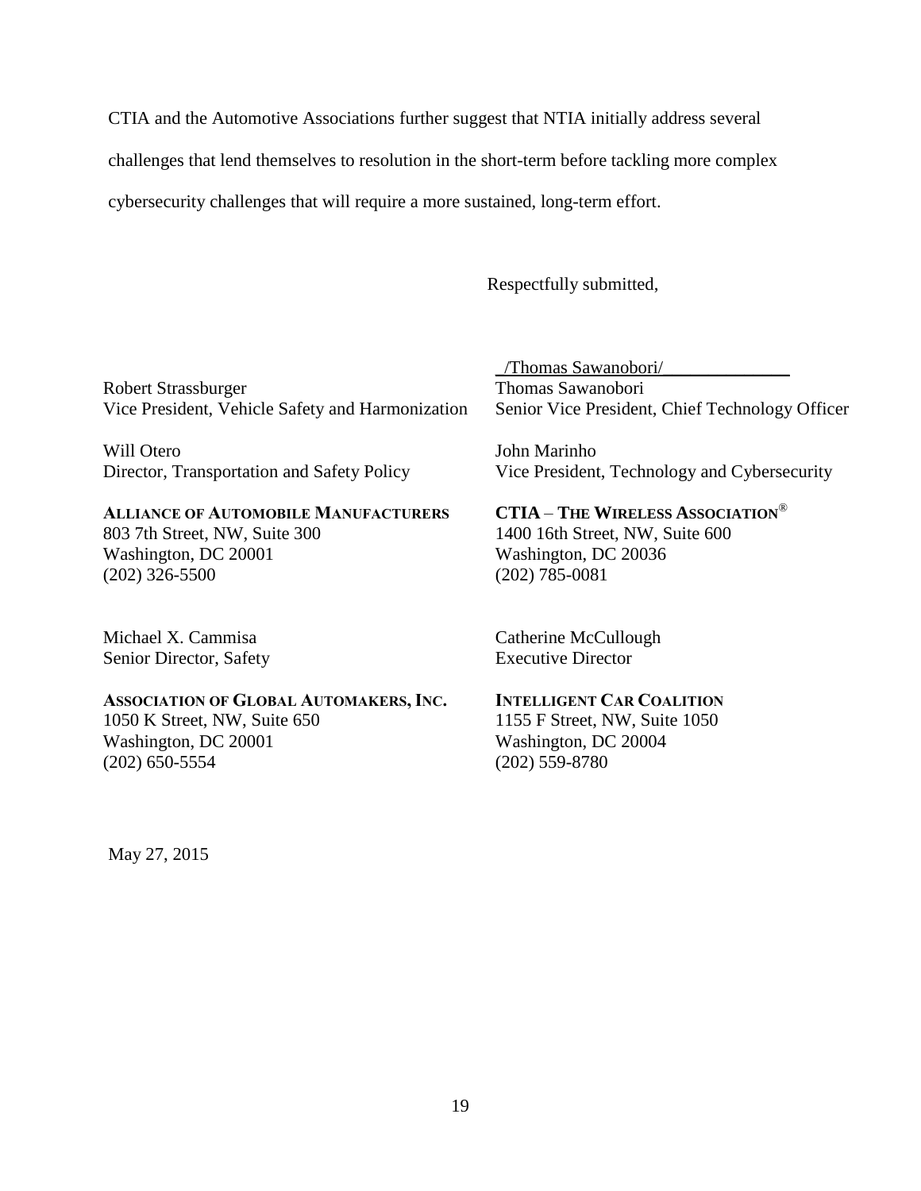CTIA and the Automotive Associations further suggest that NTIA initially address several challenges that lend themselves to resolution in the short-term before tackling more complex cybersecurity challenges that will require a more sustained, long-term effort.

Respectfully submitted,

/Thomas Sawanobori/
Thomas Sawanobori
Senior Vice President, Chief Technology Officer

John Marinho
Vice President, Technology and Cybersecurity

**CTIA – THE WIRELESS ASSOCIATION®**
1400 16th Street, NW, Suite 600
Washington, DC 20036
(202) 785-0081

Robert Strassburger
Vice President, Vehicle Safety and Harmonization

Will Otero
Director, Transportation and Safety Policy

**ALLIANCE OF AUTOMOBILE MANUFACTURERS**
803 7th Street, NW, Suite 300
Washington, DC 20001
(202) 326-5500

Michael X. Cammisa
Senior Director, Safety

**ASSOCIATION OF GLOBAL AUTOMAKERS, INC.**
1050 K Street, NW, Suite 650
Washington, DC 20001
(202) 650-5554

Catherine McCullough
Executive Director

**INTELLIGENT CAR COALITION**
1155 F Street, NW, Suite 1050
Washington, DC 20004
(202) 559-8780

May 27, 2015